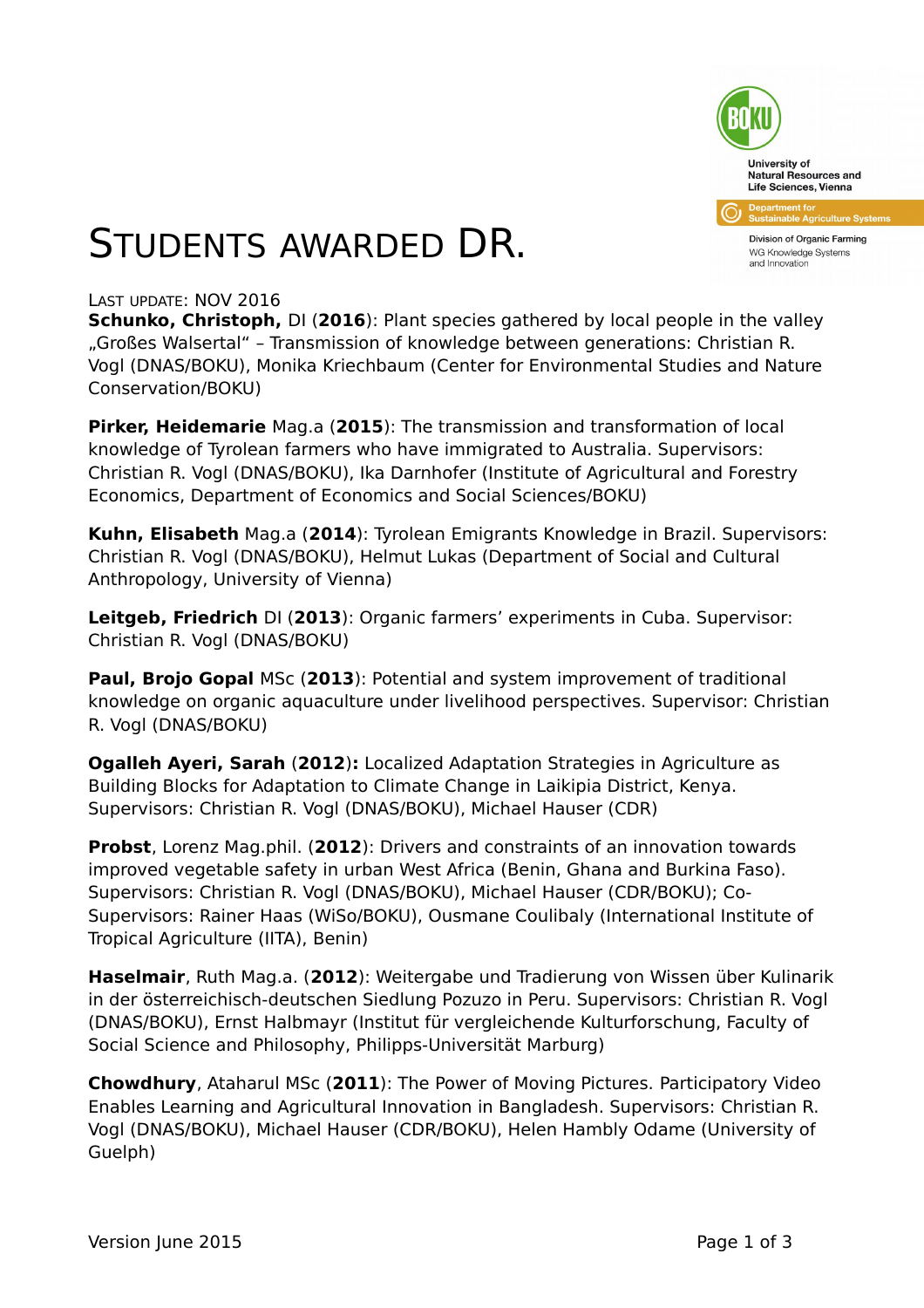University of Natural Resources and Life Sciences, Vienna

Department for Sustainable Agriculture Systems

Division of Organic Farming

WG Knowledge Systems and Innovation

# STUDENTS AWARDED DR.

LAST UPDATE: NOV 2016

**Schunko, Christoph,** DI (**2016**): Plant species gathered by local people in the valley „Großes Walsertal“ – Transmission of knowledge between generations: Christian R. Vogl (DNAS/BOKU), Monika Kriechbaum (Center for Environmental Studies and Nature Conservation/BOKU)

**Pirker, Heidemarie** Mag.a (**2015**): The transmission and transformation of local knowledge of Tyrolean farmers who have immigrated to Australia. Supervisors: Christian R. Vogl (DNAS/BOKU), Ika Darnhofer (Institute of Agricultural and Forestry Economics, Department of Economics and Social Sciences/BOKU)

**Kuhn, Elisabeth** Mag.a (**2014**): Tyrolean Emigrants Knowledge in Brazil. Supervisors: Christian R. Vogl (DNAS/BOKU), Helmut Lukas (Department of Social and Cultural Anthropology, University of Vienna)

**Leitgeb, Friedrich** DI (**2013**): Organic farmers’ experiments in Cuba. Supervisor: Christian R. Vogl (DNAS/BOKU)

**Paul, Brojo Gopal** MSc (**2013**): Potential and system improvement of traditional knowledge on organic aquaculture under livelihood perspectives. Supervisor: Christian R. Vogl (DNAS/BOKU)

**Ogalleh Ayeri, Sarah** (**2012**)**:** Localized Adaptation Strategies in Agriculture as Building Blocks for Adaptation to Climate Change in Laikipia District, Kenya. Supervisors: Christian R. Vogl (DNAS/BOKU), Michael Hauser (CDR)

**Probst**, Lorenz Mag.phil. (**2012**): Drivers and constraints of an innovation towards improved vegetable safety in urban West Africa (Benin, Ghana and Burkina Faso). Supervisors: Christian R. Vogl (DNAS/BOKU), Michael Hauser (CDR/BOKU); Co-Supervisors: Rainer Haas (WiSo/BOKU), Ousmane Coulibaly (International Institute of Tropical Agriculture (IITA), Benin)

**Haselmair**, Ruth Mag.a. (**2012**): Weitergabe und Tradierung von Wissen über Kulinarik in der österreichisch-deutschen Siedlung Pozuzo in Peru. Supervisors: Christian R. Vogl (DNAS/BOKU), Ernst Halbmayr (Institut für vergleichende Kulturforschung, Faculty of Social Science and Philosophy, Philipps-Universität Marburg)

**Chowdhury**, Ataharul MSc (**2011**): The Power of Moving Pictures. Participatory Video Enables Learning and Agricultural Innovation in Bangladesh. Supervisors: Christian R. Vogl (DNAS/BOKU), Michael Hauser (CDR/BOKU), Helen Hambly Odame (University of Guelph)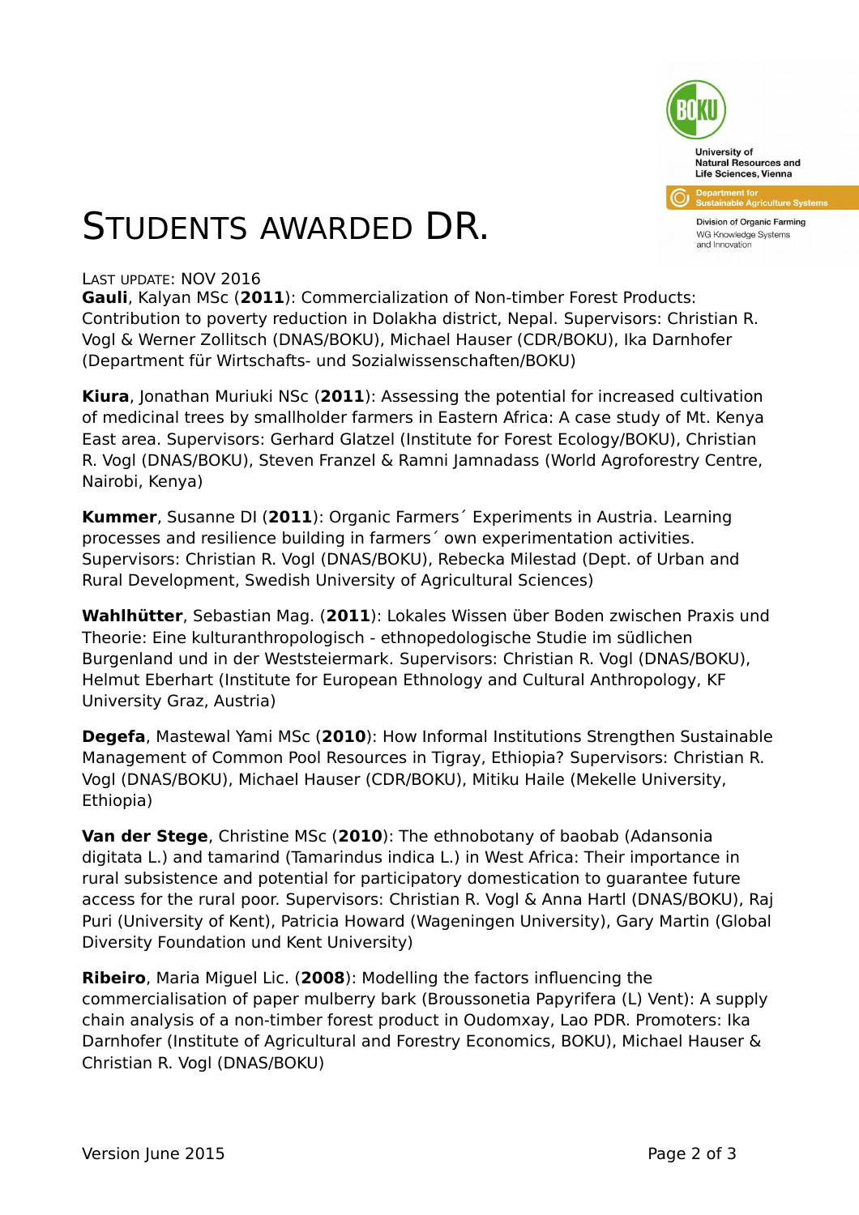# STUDENTS AWARDED DR.

LAST UPDATE: NOV 2016

**Gauli**, Kalyan MSc (**2011**): Commercialization of Non-timber Forest Products: Contribution to poverty reduction in Dolakha district, Nepal. Supervisors: Christian R. Vogl & Werner Zollitsch (DNAS/BOKU), Michael Hauser (CDR/BOKU), Ika Darnhofer (Department für Wirtschafts- und Sozialwissenschaften/BOKU)

**Kiura**, Jonathan Muriuki NSc (**2011**): Assessing the potential for increased cultivation of medicinal trees by smallholder farmers in Eastern Africa: A case study of Mt. Kenya East area. Supervisors: Gerhard Glatzel (Institute for Forest Ecology/BOKU), Christian R. Vogl (DNAS/BOKU), Steven Franzel & Ramni Jamnadass (World Agroforestry Centre, Nairobi, Kenya)

**Kummer**, Susanne DI (**2011**): Organic Farmers´ Experiments in Austria. Learning processes and resilience building in farmers´ own experimentation activities. Supervisors: Christian R. Vogl (DNAS/BOKU), Rebecka Milestad (Dept. of Urban and Rural Development, Swedish University of Agricultural Sciences)

**Wahlhütter**, Sebastian Mag. (**2011**): Lokales Wissen über Boden zwischen Praxis und Theorie: Eine kulturanthropologisch - ethnopedologische Studie im südlichen Burgenland und in der Weststeiermark. Supervisors: Christian R. Vogl (DNAS/BOKU), Helmut Eberhart (Institute for European Ethnology and Cultural Anthropology, KF University Graz, Austria)

**Degefa**, Mastewal Yami MSc (**2010**): How Informal Institutions Strengthen Sustainable Management of Common Pool Resources in Tigray, Ethiopia? Supervisors: Christian R. Vogl (DNAS/BOKU), Michael Hauser (CDR/BOKU), Mitiku Haile (Mekelle University, Ethiopia)

**Van der Stege**, Christine MSc (**2010**): The ethnobotany of baobab (Adansonia digitata L.) and tamarind (Tamarindus indica L.) in West Africa: Their importance in rural subsistence and potential for participatory domestication to guarantee future access for the rural poor. Supervisors: Christian R. Vogl & Anna Hartl (DNAS/BOKU), Raj Puri (University of Kent), Patricia Howard (Wageningen University), Gary Martin (Global Diversity Foundation und Kent University)

**Ribeiro**, Maria Miguel Lic. (**2008**): Modelling the factors influencing the commercialisation of paper mulberry bark (Broussonetia Papyrifera (L) Vent): A supply chain analysis of a non-timber forest product in Oudomxay, Lao PDR. Promoters: Ika Darnhofer (Institute of Agricultural and Forestry Economics, BOKU), Michael Hauser & Christian R. Vogl (DNAS/BOKU)

Version June 2015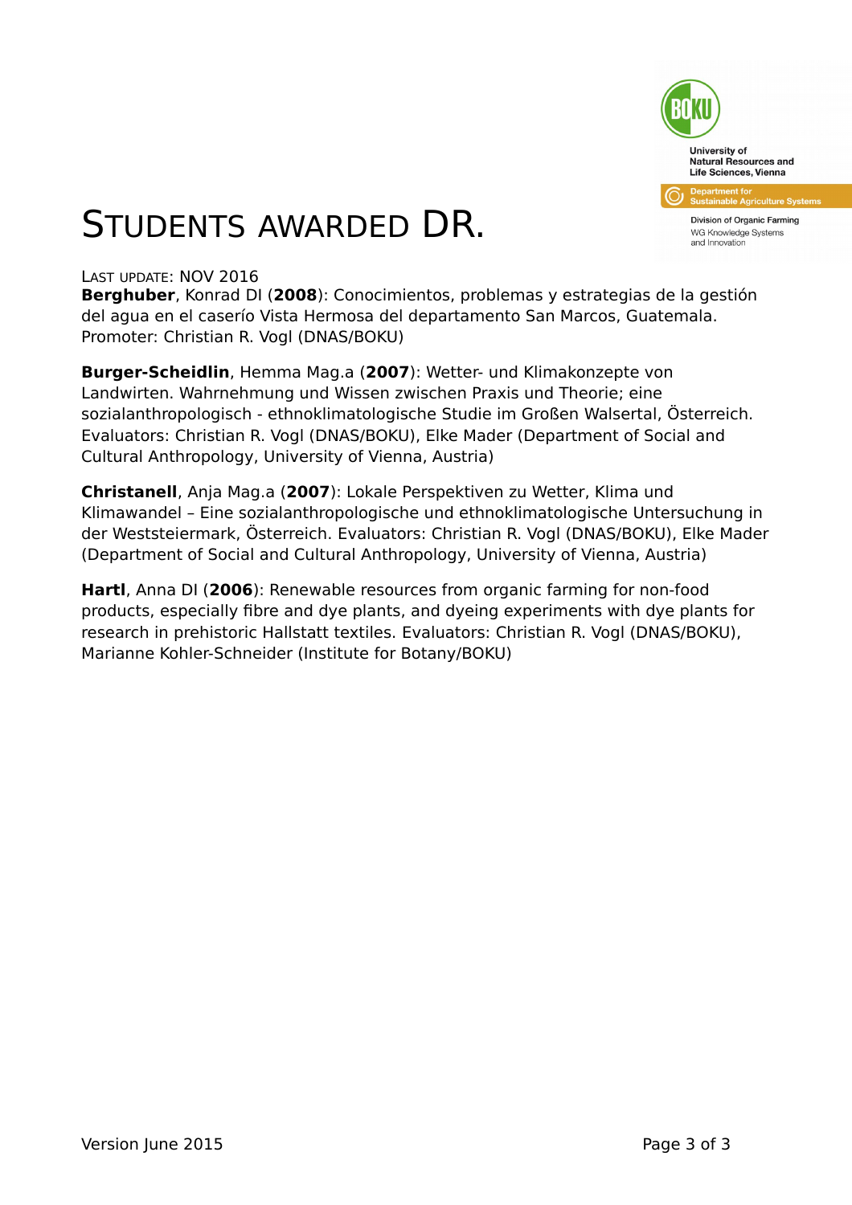# STUDENTS AWARDED DR.

LAST UPDATE: NOV 2016

**Berghuber**, Konrad DI (**2008**): Conocimientos, problemas y estrategias de la gestión del agua en el caserío Vista Hermosa del departamento San Marcos, Guatemala. Promoter: Christian R. Vogl (DNAS/BOKU)

**Burger-Scheidlin**, Hemma Mag.a (**2007**): Wetter- und Klimakonzepte von Landwirten. Wahrnehmung und Wissen zwischen Praxis und Theorie; eine sozialanthropologisch - ethnoklimatologische Studie im Großen Walsertal, Österreich. Evaluators: Christian R. Vogl (DNAS/BOKU), Elke Mader (Department of Social and Cultural Anthropology, University of Vienna, Austria)

**Christanell**, Anja Mag.a (**2007**): Lokale Perspektiven zu Wetter, Klima und Klimawandel – Eine sozialanthropologische und ethnoklimatologische Untersuchung in der Weststeiermark, Österreich. Evaluators: Christian R. Vogl (DNAS/BOKU), Elke Mader (Department of Social and Cultural Anthropology, University of Vienna, Austria)

**Hartl**, Anna DI (**2006**): Renewable resources from organic farming for non-food products, especially fibre and dye plants, and dyeing experiments with dye plants for research in prehistoric Hallstatt textiles. Evaluators: Christian R. Vogl (DNAS/BOKU), Marianne Kohler-Schneider (Institute for Botany/BOKU)